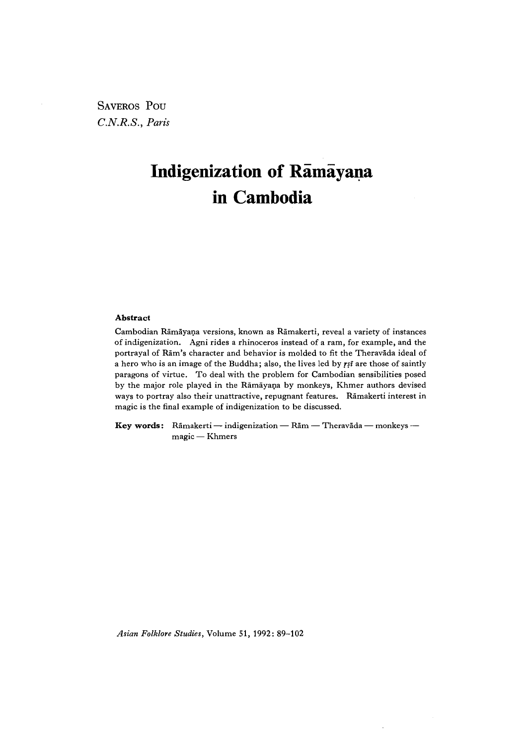SAVEROS POU
*C.N.R.S., Paris*

# Indigenization of Rāmāyaṇa in Cambodia

**Abstract**

Cambodian Rāmāyaṇa versions, known as Rāmakerti, reveal a variety of instances of indigenization. Agni rides a rhinoceros instead of a ram, for example, and the portrayal of Rām's character and behavior is molded to fit the Theravāda ideal of a hero who is an image of the Buddha; also, the lives led by *ṛṣī* are those of saintly paragons of virtue. To deal with the problem for Cambodian sensibilities posed by the major role played in the Rāmāyaṇa by monkeys, Khmer authors devised ways to portray also their unattractive, repugnant features. Rāmakerti interest in magic is the final example of indigenization to be discussed.

**Key words:** Rāmakerti — indigenization — Rām — Theravāda — monkeys — magic — Khmers

*Asian Folklore Studies*, Volume 51, 1992: 89–102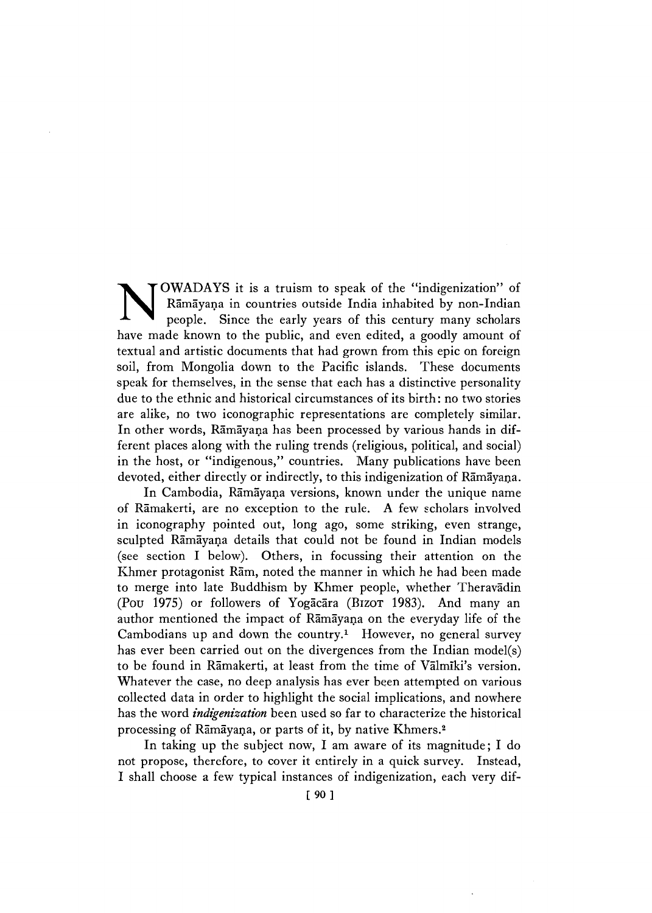NOWADAYS it is a truism to speak of the "indigenization" of Rāmāyaṇa in countries outside India inhabited by non-Indian people. Since the early years of this century many scholars have made known to the public, and even edited, a goodly amount of textual and artistic documents that had grown from this epic on foreign soil, from Mongolia down to the Pacific islands. These documents speak for themselves, in the sense that each has a distinctive personality due to the ethnic and historical circumstances of its birth: no two stories are alike, no two iconographic representations are completely similar. In other words, Rāmāyaṇa has been processed by various hands in different places along with the ruling trends (religious, political, and social) in the host, or "indigenous," countries. Many publications have been devoted, either directly or indirectly, to this indigenization of Rāmāyaṇa.

In Cambodia, Rāmāyaṇa versions, known under the unique name of Rāmakerti, are no exception to the rule. A few scholars involved in iconography pointed out, long ago, some striking, even strange, sculpted Rāmāyaṇa details that could not be found in Indian models (see section I below). Others, in focussing their attention on the Khmer protagonist Rām, noted the manner in which he had been made to merge into late Buddhism by Khmer people, whether Theravādin (POU 1975) or followers of Yogācāra (BIZOT 1983). And many an author mentioned the impact of Rāmāyaṇa on the everyday life of the Cambodians up and down the country.[1] However, no general survey has ever been carried out on the divergences from the Indian model(s) to be found in Rāmakerti, at least from the time of Vālmīki's version. Whatever the case, no deep analysis has ever been attempted on various collected data in order to highlight the social implications, and nowhere has the word ***indigenization*** been used so far to characterize the historical processing of Rāmāyaṇa, or parts of it, by native Khmers.[2]

In taking up the subject now, I am aware of its magnitude; I do not propose, therefore, to cover it entirely in a quick survey. Instead, I shall choose a few typical instances of indigenization, each very dif-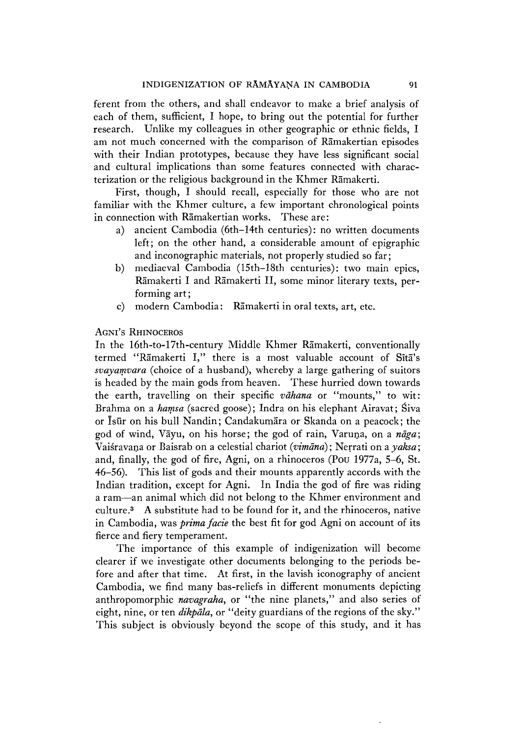ferent from the others, and shall endeavor to make a brief analysis of each of them, sufficient, I hope, to bring out the potential for further research. Unlike my colleagues in other geographic or ethnic fields, I am not much concerned with the comparison of Rāmakertian episodes with their Indian prototypes, because they have less significant social and cultural implications than some features connected with characterization or the religious background in the Khmer Rāmakerti.

First, though, I should recall, especially for those who are not familiar with the Khmer culture, a few important chronological points in connection with Rāmakertian works. These are:

a) ancient Cambodia (6th–14th centuries): no written documents left; on the other hand, a considerable amount of epigraphic and inconographic materials, not properly studied so far;
b) mediaeval Cambodia (15th–18th centuries): two main epics, Rāmakerti I and Rāmakerti II, some minor literary texts, performing art;
c) modern Cambodia: Rāmakerti in oral texts, art, etc.

### Agni's Rhinoceros

In the 16th-to-17th-century Middle Khmer Rāmakerti, conventionally termed "Rāmakerti I," there is a most valuable account of Sītā's *svayaṃvara* (choice of a husband), whereby a large gathering of suitors is headed by the main gods from heaven. These hurried down towards the earth, travelling on their specific *vāhana* or "mounts," to wit: Brahma on a *haṃsa* (sacred goose); Indra on his elephant Airavat; Śiva or Īsūr on his bull Nandin; Candakumāra or Skanda on a peacock; the god of wind, Vāyu, on his horse; the god of rain, Varuṇa, on a *nāga*; Vaiśravaṇa or Baisrab on a celestial chariot (*vimāna*); Neṛrati on a *yaksa*; and, finally, the god of fire, Agni, on a rhinoceros (Pou 1977a, 5–6, St. 46–56). This list of gods and their mounts apparently accords with the Indian tradition, except for Agni. In India the god of fire was riding a ram—an animal which did not belong to the Khmer environment and culture.[3] A substitute had to be found for it, and the rhinoceros, native in Cambodia, was *prima facie* the best fit for god Agni on account of its fierce and fiery temperament.

The importance of this example of indigenization will become clearer if we investigate other documents belonging to the periods before and after that time. At first, in the lavish iconography of ancient Cambodia, we find many bas-reliefs in different monuments depicting anthropomorphic *navagraha*, or "the nine planets," and also series of eight, nine, or ten *dikpāla*, or "deity guardians of the regions of the sky." This subject is obviously beyond the scope of this study, and it has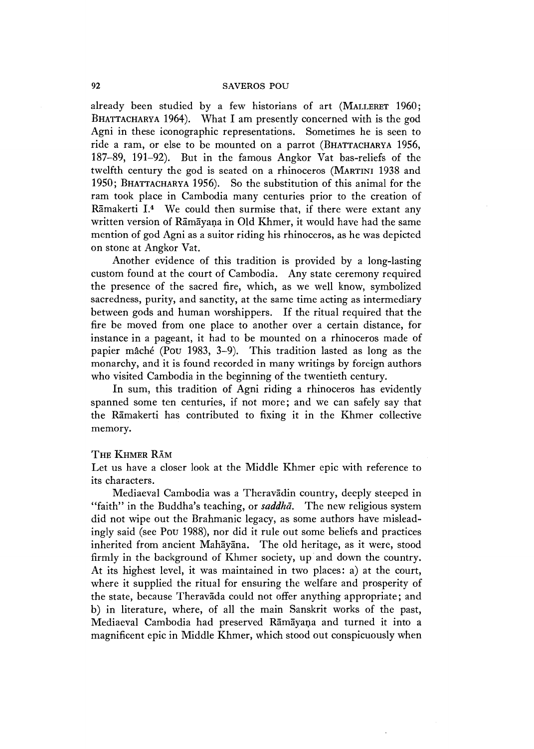already been studied by a few historians of art (MALLERET 1960; BHATTACHARYA 1964). What I am presently concerned with is the god Agni in these iconographic representations. Sometimes he is seen to ride a ram, or else to be mounted on a parrot (BHATTACHARYA 1956, 187–89, 191–92). But in the famous Angkor Vat bas-reliefs of the twelfth century the god is seated on a rhinoceros (MARTINI 1938 and 1950; BHATTACHARYA 1956). So the substitution of this animal for the ram took place in Cambodia many centuries prior to the creation of Rāmakerti I.[4] We could then surmise that, if there were extant any written version of Rāmāyaṇa in Old Khmer, it would have had the same mention of god Agni as a suitor riding his rhinoceros, as he was depicted on stone at Angkor Vat.

Another evidence of this tradition is provided by a long-lasting custom found at the court of Cambodia. Any state ceremony required the presence of the sacred fire, which, as we well know, symbolized sacredness, purity, and sanctity, at the same time acting as intermediary between gods and human worshippers. If the ritual required that the fire be moved from one place to another over a certain distance, for instance in a pageant, it had to be mounted on a rhinoceros made of papier mâché (POU 1983, 3–9). This tradition lasted as long as the monarchy, and it is found recorded in many writings by foreign authors who visited Cambodia in the beginning of the twentieth century.

In sum, this tradition of Agni riding a rhinoceros has evidently spanned some ten centuries, if not more; and we can safely say that the Rāmakerti has contributed to fixing it in the Khmer collective memory.

## THE KHMER RĀM

Let us have a closer look at the Middle Khmer epic with reference to its characters.

Mediaeval Cambodia was a Theravādin country, deeply steeped in "faith" in the Buddha's teaching, or *saddhā*. The new religious system did not wipe out the Brahmanic legacy, as some authors have misleadingly said (see POU 1988), nor did it rule out some beliefs and practices inherited from ancient Mahāyāna. The old heritage, as it were, stood firmly in the background of Khmer society, up and down the country. At its highest level, it was maintained in two places: a) at the court, where it supplied the ritual for ensuring the welfare and prosperity of the state, because Theravāda could not offer anything appropriate; and b) in literature, where, of all the main Sanskrit works of the past, Mediaeval Cambodia had preserved Rāmāyaṇa and turned it into a magnificent epic in Middle Khmer, which stood out conspicuously when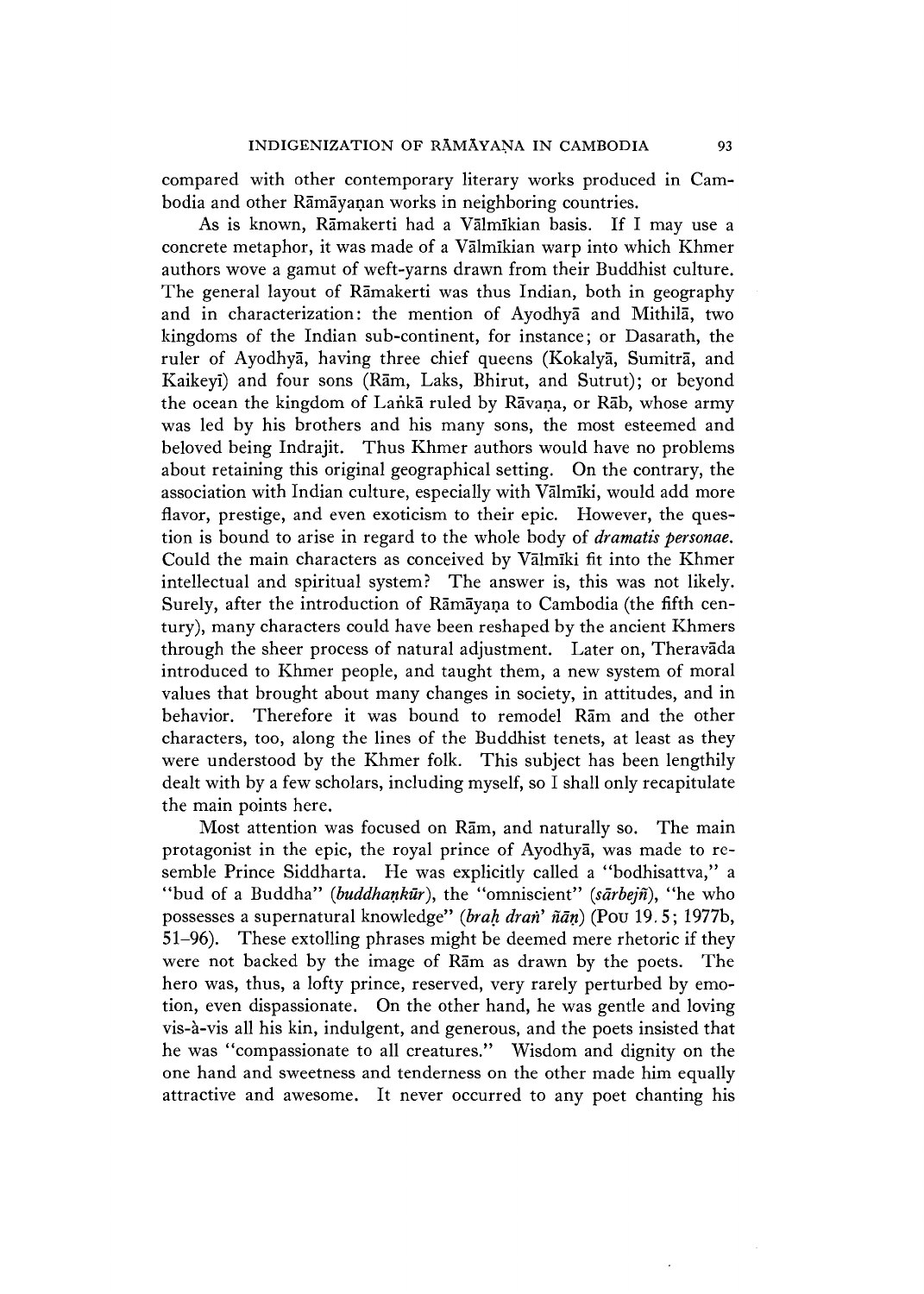compared with other contemporary literary works produced in Cambodia and other Rāmāyaṇan works in neighboring countries.

As is known, Rāmakerti had a Vālmīkian basis. If I may use a concrete metaphor, it was made of a Vālmīkian warp into which Khmer authors wove a gamut of weft-yarns drawn from their Buddhist culture. The general layout of Rāmakerti was thus Indian, both in geography and in characterization: the mention of Ayodhyā and Mithilā, two kingdoms of the Indian sub-continent, for instance; or Dasarath, the ruler of Ayodhyā, having three chief queens (Kokalyā, Sumitrā, and Kaikeyī) and four sons (Rām, Laks, Bhirut, and Sutrut); or beyond the ocean the kingdom of Laṅkā ruled by Rāvaṇa, or Rāb, whose army was led by his brothers and his many sons, the most esteemed and beloved being Indrajit. Thus Khmer authors would have no problems about retaining this original geographical setting. On the contrary, the association with Indian culture, especially with Vālmīki, would add more flavor, prestige, and even exoticism to their epic. However, the question is bound to arise in regard to the whole body of *dramatis personae*. Could the main characters as conceived by Vālmīki fit into the Khmer intellectual and spiritual system? The answer is, this was not likely. Surely, after the introduction of Rāmāyaṇa to Cambodia (the fifth century), many characters could have been reshaped by the ancient Khmers through the sheer process of natural adjustment. Later on, Theravāda introduced to Khmer people, and taught them, a new system of moral values that brought about many changes in society, in attitudes, and in behavior. Therefore it was bound to remodel Rām and the other characters, too, along the lines of the Buddhist tenets, at least as they were understood by the Khmer folk. This subject has been lengthily dealt with by a few scholars, including myself, so I shall only recapitulate the main points here.

Most attention was focused on Rām, and naturally so. The main protagonist in the epic, the royal prince of Ayodhyā, was made to resemble Prince Siddharta. He was explicitly called a "bodhisattva," a "bud of a Buddha" (*buddhaṇkūr*), the "omniscient" (*sārbejñ*), "he who possesses a supernatural knowledge" (*braḥ draṅ' ñāṇ*) (Pou 19.5; 1977b, 51–96). These extolling phrases might be deemed mere rhetoric if they were not backed by the image of Rām as drawn by the poets. The hero was, thus, a lofty prince, reserved, very rarely perturbed by emotion, even dispassionate. On the other hand, he was gentle and loving vis-à-vis all his kin, indulgent, and generous, and the poets insisted that he was "compassionate to all creatures." Wisdom and dignity on the one hand and sweetness and tenderness on the other made him equally attractive and awesome. It never occurred to any poet chanting his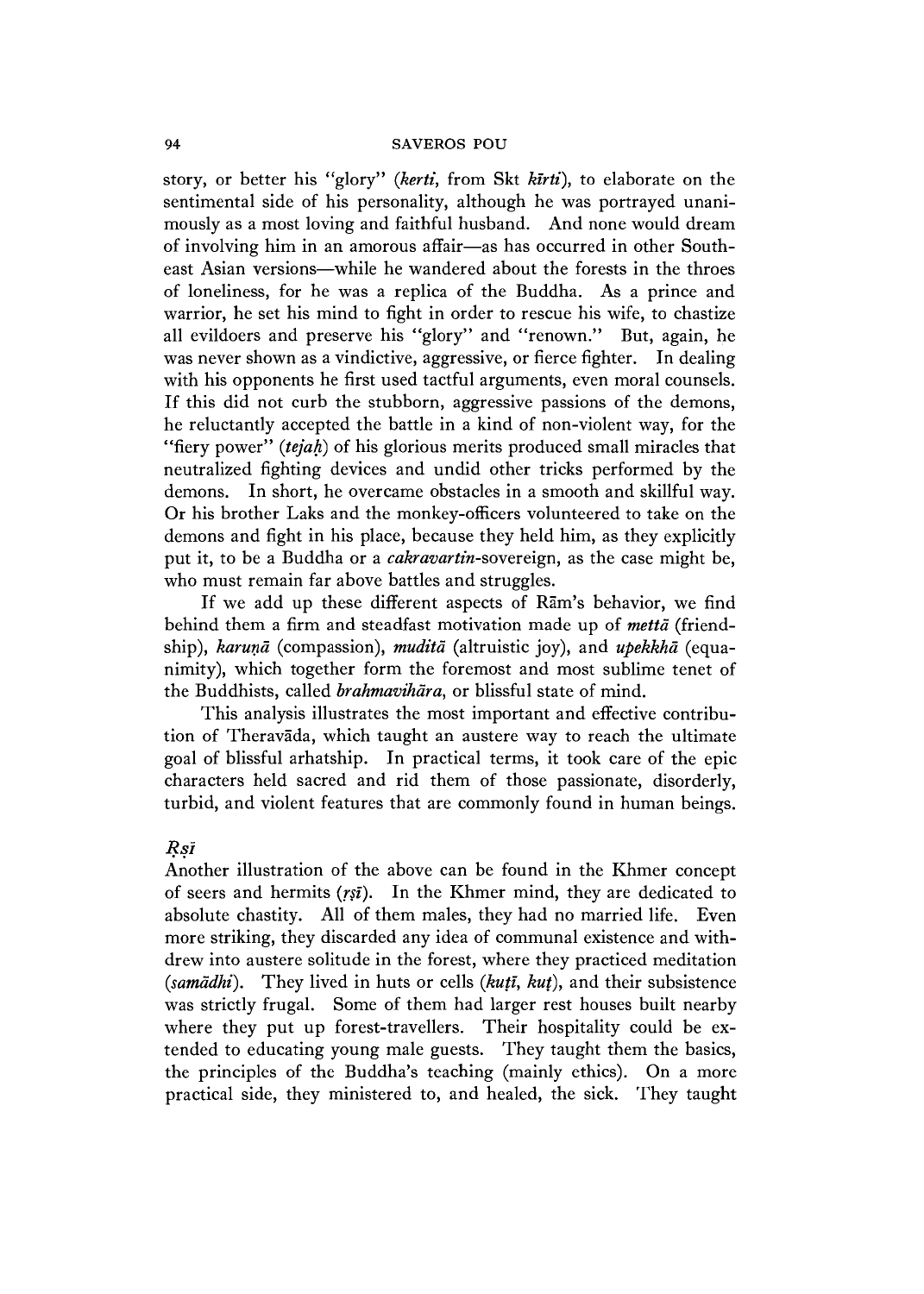story, or better his "glory" (*kerti*, from Skt *kīrti*), to elaborate on the sentimental side of his personality, although he was portrayed unanimously as a most loving and faithful husband. And none would dream of involving him in an amorous affair—as has occurred in other Southeast Asian versions—while he wandered about the forests in the throes of loneliness, for he was a replica of the Buddha. As a prince and warrior, he set his mind to fight in order to rescue his wife, to chastize all evildoers and preserve his "glory" and "renown." But, again, he was never shown as a vindictive, aggressive, or fierce fighter. In dealing with his opponents he first used tactful arguments, even moral counsels. If this did not curb the stubborn, aggressive passions of the demons, he reluctantly accepted the battle in a kind of non-violent way, for the "fiery power" (*tejaḥ*) of his glorious merits produced small miracles that neutralized fighting devices and undid other tricks performed by the demons. In short, he overcame obstacles in a smooth and skillful way. Or his brother Laks and the monkey-officers volunteered to take on the demons and fight in his place, because they held him, as they explicitly put it, to be a Buddha or a *cakravartin*-sovereign, as the case might be, who must remain far above battles and struggles.

If we add up these different aspects of Rām's behavior, we find behind them a firm and steadfast motivation made up of *mettā* (friendship), *karuṇā* (compassion), *muditā* (altruistic joy), and *upekkhā* (equanimity), which together form the foremost and most sublime tenet of the Buddhists, called *brahmavihāra*, or blissful state of mind.

This analysis illustrates the most important and effective contribution of Theravāda, which taught an austere way to reach the ultimate goal of blissful arhatship. In practical terms, it took care of the epic characters held sacred and rid them of those passionate, disorderly, turbid, and violent features that are commonly found in human beings.

### *Ṛṣī*

Another illustration of the above can be found in the Khmer concept of seers and hermits (*ṛṣī*). In the Khmer mind, they are dedicated to absolute chastity. All of them males, they had no married life. Even more striking, they discarded any idea of communal existence and withdrew into austere solitude in the forest, where they practiced meditation (*samādhi*). They lived in huts or cells (*kuṭī*, *kuṭ*), and their subsistence was strictly frugal. Some of them had larger rest houses built nearby where they put up forest-travellers. Their hospitality could be extended to educating young male guests. They taught them the basics, the principles of the Buddha's teaching (mainly ethics). On a more practical side, they ministered to, and healed, the sick. They taught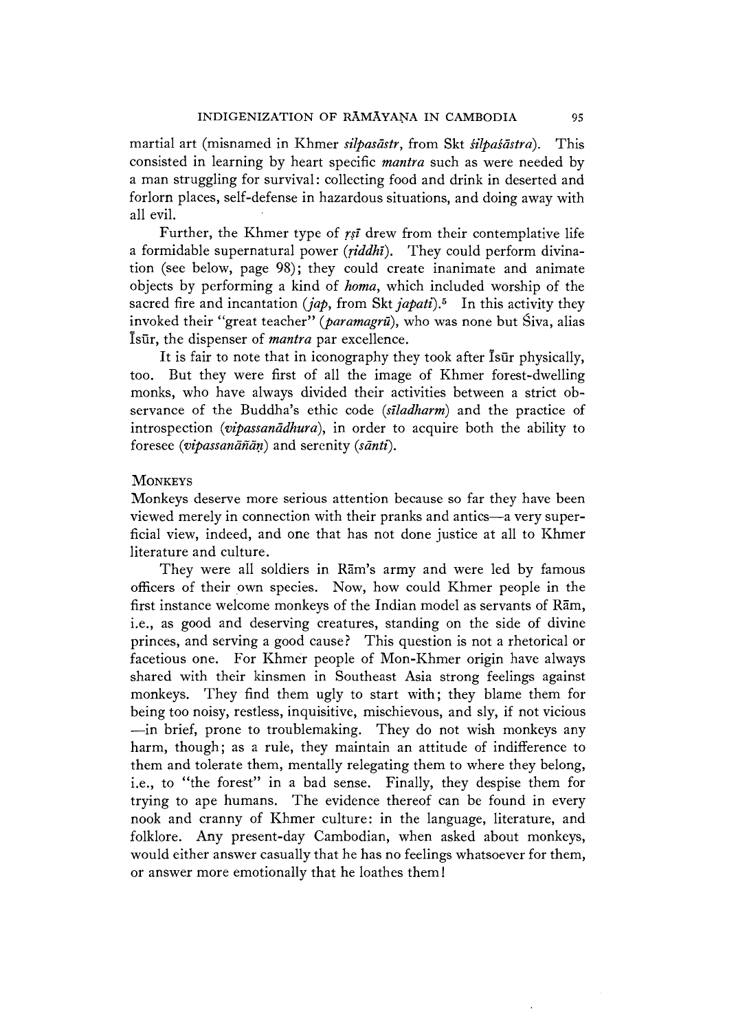martial art (misnamed in Khmer *silpasāstr*, from Skt *śilpaśāstra*). This consisted in learning by heart specific *mantra* such as were needed by a man struggling for survival: collecting food and drink in deserted and forlorn places, self-defense in hazardous situations, and doing away with all evil.

Further, the Khmer type of *ṛṣī* drew from their contemplative life a formidable supernatural power (*ṛiddhī*). They could perform divination (see below, page 98); they could create inanimate and animate objects by performing a kind of *homa*, which included worship of the sacred fire and incantation (*jap*, from Skt *japati*).[5] In this activity they invoked their "great teacher" (*paramagrū*), who was none but Śiva, alias Īsūr, the dispenser of *mantra* par excellence.

It is fair to note that in iconography they took after Īsūr physically, too. But they were first of all the image of Khmer forest-dwelling monks, who have always divided their activities between a strict observance of the Buddha's ethic code (*sīladharm*) and the practice of introspection (*vipassanādhura*), in order to acquire both the ability to foresee (*vipassanāñāṇ*) and serenity (*sānti*).

## Monkeys

Monkeys deserve more serious attention because so far they have been viewed merely in connection with their pranks and antics—a very superficial view, indeed, and one that has not done justice at all to Khmer literature and culture.

They were all soldiers in Rām's army and were led by famous officers of their own species. Now, how could Khmer people in the first instance welcome monkeys of the Indian model as servants of Rām, i.e., as good and deserving creatures, standing on the side of divine princes, and serving a good cause? This question is not a rhetorical or facetious one. For Khmer people of Mon-Khmer origin have always shared with their kinsmen in Southeast Asia strong feelings against monkeys. They find them ugly to start with; they blame them for being too noisy, restless, inquisitive, mischievous, and sly, if not vicious —in brief, prone to troublemaking. They do not wish monkeys any harm, though; as a rule, they maintain an attitude of indifference to them and tolerate them, mentally relegating them to where they belong, i.e., to "the forest" in a bad sense. Finally, they despise them for trying to ape humans. The evidence thereof can be found in every nook and cranny of Khmer culture: in the language, literature, and folklore. Any present-day Cambodian, when asked about monkeys, would either answer casually that he has no feelings whatsoever for them, or answer more emotionally that he loathes them!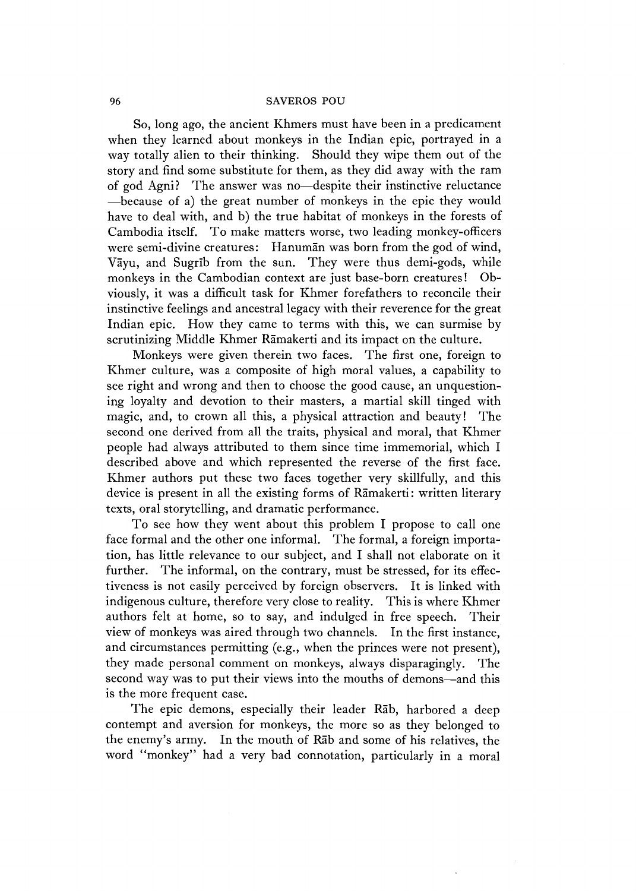So, long ago, the ancient Khmers must have been in a predicament when they learned about monkeys in the Indian epic, portrayed in a way totally alien to their thinking. Should they wipe them out of the story and find some substitute for them, as they did away with the ram of god Agni? The answer was no—despite their instinctive reluctance—because of a) the great number of monkeys in the epic they would have to deal with, and b) the true habitat of monkeys in the forests of Cambodia itself. To make matters worse, two leading monkey-officers were semi-divine creatures: Hanumān was born from the god of wind, Vāyu, and Sugrīb from the sun. They were thus demi-gods, while monkeys in the Cambodian context are just base-born creatures! Obviously, it was a difficult task for Khmer forefathers to reconcile their instinctive feelings and ancestral legacy with their reverence for the great Indian epic. How they came to terms with this, we can surmise by scrutinizing Middle Khmer Rāmakerti and its impact on the culture.

Monkeys were given therein two faces. The first one, foreign to Khmer culture, was a composite of high moral values, a capability to see right and wrong and then to choose the good cause, an unquestioning loyalty and devotion to their masters, a martial skill tinged with magic, and, to crown all this, a physical attraction and beauty! The second one derived from all the traits, physical and moral, that Khmer people had always attributed to them since time immemorial, which I described above and which represented the reverse of the first face. Khmer authors put these two faces together very skillfully, and this device is present in all the existing forms of Rāmakerti: written literary texts, oral storytelling, and dramatic performance.

To see how they went about this problem I propose to call one face formal and the other one informal. The formal, a foreign importation, has little relevance to our subject, and I shall not elaborate on it further. The informal, on the contrary, must be stressed, for its effectiveness is not easily perceived by foreign observers. It is linked with indigenous culture, therefore very close to reality. This is where Khmer authors felt at home, so to say, and indulged in free speech. Their view of monkeys was aired through two channels. In the first instance, and circumstances permitting (e.g., when the princes were not present), they made personal comment on monkeys, always disparagingly. The second way was to put their views into the mouths of demons—and this is the more frequent case.

The epic demons, especially their leader Rāb, harbored a deep contempt and aversion for monkeys, the more so as they belonged to the enemy's army. In the mouth of Rāb and some of his relatives, the word "monkey" had a very bad connotation, particularly in a moral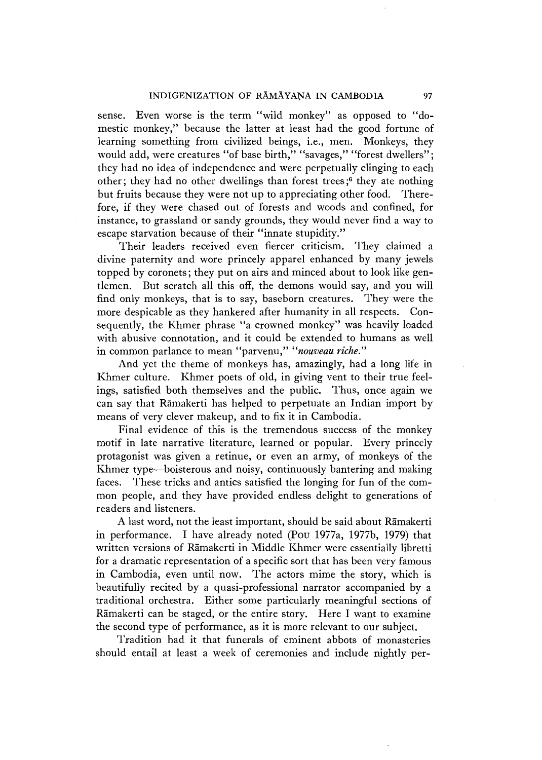sense. Even worse is the term "wild monkey" as opposed to "domestic monkey," because the latter at least had the good fortune of learning something from civilized beings, i.e., men. Monkeys, they would add, were creatures "of base birth," "savages," "forest dwellers"; they had no idea of independence and were perpetually clinging to each other; they had no other dwellings than forest trees;[6] they ate nothing but fruits because they were not up to appreciating other food. Therefore, if they were chased out of forests and woods and confined, for instance, to grassland or sandy grounds, they would never find a way to escape starvation because of their "innate stupidity."

Their leaders received even fiercer criticism. They claimed a divine paternity and wore princely apparel enhanced by many jewels topped by coronets; they put on airs and minced about to look like gentlemen. But scratch all this off, the demons would say, and you will find only monkeys, that is to say, baseborn creatures. They were the more despicable as they hankered after humanity in all respects. Consequently, the Khmer phrase "a crowned monkey" was heavily loaded with abusive connotation, and it could be extended to humans as well in common parlance to mean "parvenu," "*nouveau riche.*"

And yet the theme of monkeys has, amazingly, had a long life in Khmer culture. Khmer poets of old, in giving vent to their true feelings, satisfied both themselves and the public. Thus, once again we can say that Rāmakerti has helped to perpetuate an Indian import by means of very clever makeup, and to fix it in Cambodia.

Final evidence of this is the tremendous success of the monkey motif in late narrative literature, learned or popular. Every princely protagonist was given a retinue, or even an army, of monkeys of the Khmer type—boisterous and noisy, continuously bantering and making faces. These tricks and antics satisfied the longing for fun of the common people, and they have provided endless delight to generations of readers and listeners.

A last word, not the least important, should be said about Rāmakerti in performance. I have already noted (Pou 1977a, 1977b, 1979) that written versions of Rāmakerti in Middle Khmer were essentially libretti for a dramatic representation of a specific sort that has been very famous in Cambodia, even until now. The actors mime the story, which is beautifully recited by a quasi-professional narrator accompanied by a traditional orchestra. Either some particularly meaningful sections of Rāmakerti can be staged, or the entire story. Here I want to examine the second type of performance, as it is more relevant to our subject.

Tradition had it that funerals of eminent abbots of monasteries should entail at least a week of ceremonies and include nightly per-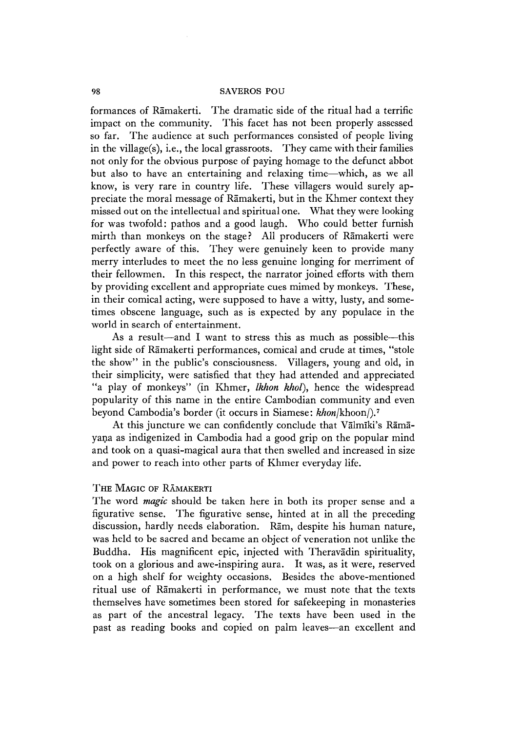formances of Rāmakerti. The dramatic side of the ritual had a terrific impact on the community. This facet has not been properly assessed so far. The audience at such performances consisted of people living in the village(s), i.e., the local grassroots. They came with their families not only for the obvious purpose of paying homage to the defunct abbot but also to have an entertaining and relaxing time—which, as we all know, is very rare in country life. These villagers would surely appreciate the moral message of Rāmakerti, but in the Khmer context they missed out on the intellectual and spiritual one. What they were looking for was twofold: pathos and a good laugh. Who could better furnish mirth than monkeys on the stage? All producers of Rāmakerti were perfectly aware of this. They were genuinely keen to provide many merry interludes to meet the no less genuine longing for merriment of their fellowmen. In this respect, the narrator joined efforts with them by providing excellent and appropriate cues mimed by monkeys. These, in their comical acting, were supposed to have a witty, lusty, and sometimes obscene language, such as is expected by any populace in the world in search of entertainment.

As a result—and I want to stress this as much as possible—this light side of Rāmakerti performances, comical and crude at times, "stole the show" in the public's consciousness. Villagers, young and old, in their simplicity, were satisfied that they had attended and appreciated "a play of monkeys" (in Khmer, *lkhon khol*), hence the widespread popularity of this name in the entire Cambodian community and even beyond Cambodia's border (it occurs in Siamese: *khon*/khoon/).[7]

At this juncture we can confidently conclude that Vālmīki's Rāmāyaṇa as indigenized in Cambodia had a good grip on the popular mind and took on a quasi-magical aura that then swelled and increased in size and power to reach into other parts of Khmer everyday life.

## The Magic of Rāmakerti

The word *magic* should be taken here in both its proper sense and a figurative sense. The figurative sense, hinted at in all the preceding discussion, hardly needs elaboration. Rām, despite his human nature, was held to be sacred and became an object of veneration not unlike the Buddha. His magnificent epic, injected with Theravādin spirituality, took on a glorious and awe-inspiring aura. It was, as it were, reserved on a high shelf for weighty occasions. Besides the above-mentioned ritual use of Rāmakerti in performance, we must note that the texts themselves have sometimes been stored for safekeeping in monasteries as part of the ancestral legacy. The texts have been used in the past as reading books and copied on palm leaves—an excellent and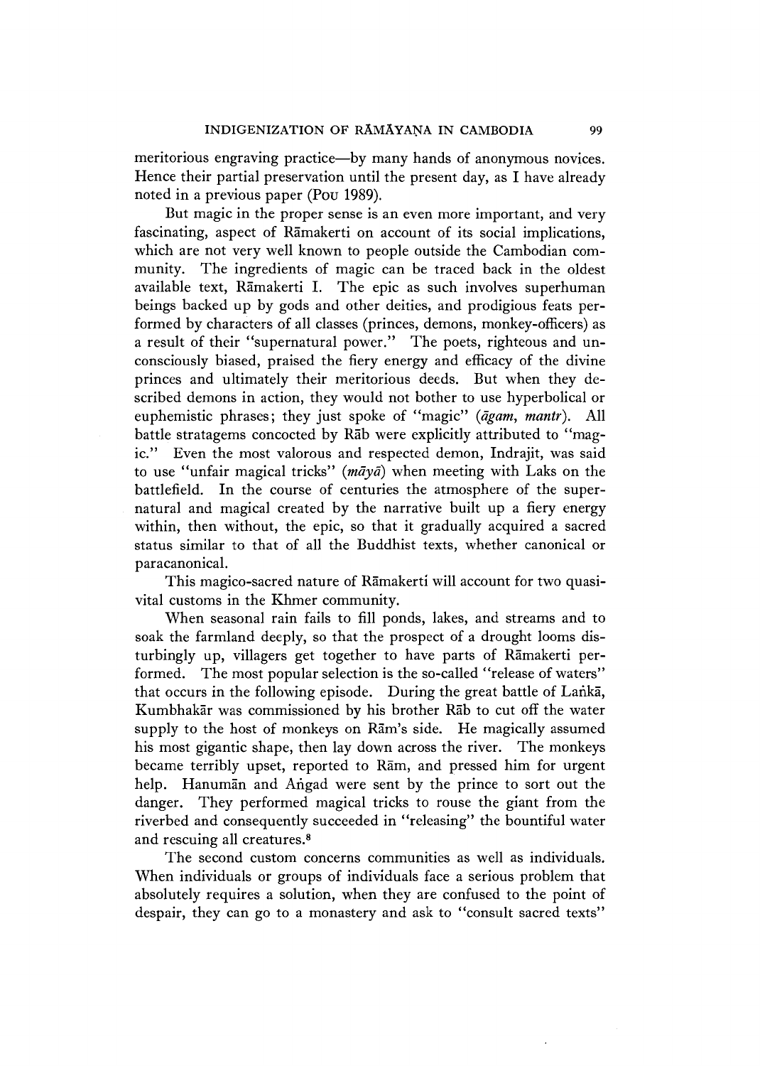meritorious engraving practice—by many hands of anonymous novices. Hence their partial preservation until the present day, as I have already noted in a previous paper (Pou 1989).

But magic in the proper sense is an even more important, and very fascinating, aspect of Rāmakerti on account of its social implications, which are not very well known to people outside the Cambodian community. The ingredients of magic can be traced back in the oldest available text, Rāmakerti I. The epic as such involves superhuman beings backed up by gods and other deities, and prodigious feats performed by characters of all classes (princes, demons, monkey-officers) as a result of their "supernatural power." The poets, righteous and unconsciously biased, praised the fiery energy and efficacy of the divine princes and ultimately their meritorious deeds. But when they described demons in action, they would not bother to use hyperbolical or euphemistic phrases; they just spoke of "magic" (*āgam, mantr*). All battle stratagems concocted by Rāb were explicitly attributed to "magic." Even the most valorous and respected demon, Indrajit, was said to use "unfair magical tricks" (*māyā*) when meeting with Laks on the battlefield. In the course of centuries the atmosphere of the supernatural and magical created by the narrative built up a fiery energy within, then without, the epic, so that it gradually acquired a sacred status similar to that of all the Buddhist texts, whether canonical or paracanonical.

This magico-sacred nature of Rāmakerti will account for two quasi-vital customs in the Khmer community.

When seasonal rain fails to fill ponds, lakes, and streams and to soak the farmland deeply, so that the prospect of a drought looms disturbingly up, villagers get together to have parts of Rāmakerti performed. The most popular selection is the so-called "release of waters" that occurs in the following episode. During the great battle of Laṅkā, Kumbhakār was commissioned by his brother Rāb to cut off the water supply to the host of monkeys on Rām's side. He magically assumed his most gigantic shape, then lay down across the river. The monkeys became terribly upset, reported to Rām, and pressed him for urgent help. Hanumān and Aṅgad were sent by the prince to sort out the danger. They performed magical tricks to rouse the giant from the riverbed and consequently succeeded in "releasing" the bountiful water and rescuing all creatures.[8]

The second custom concerns communities as well as individuals. When individuals or groups of individuals face a serious problem that absolutely requires a solution, when they are confused to the point of despair, they can go to a monastery and ask to "consult sacred texts"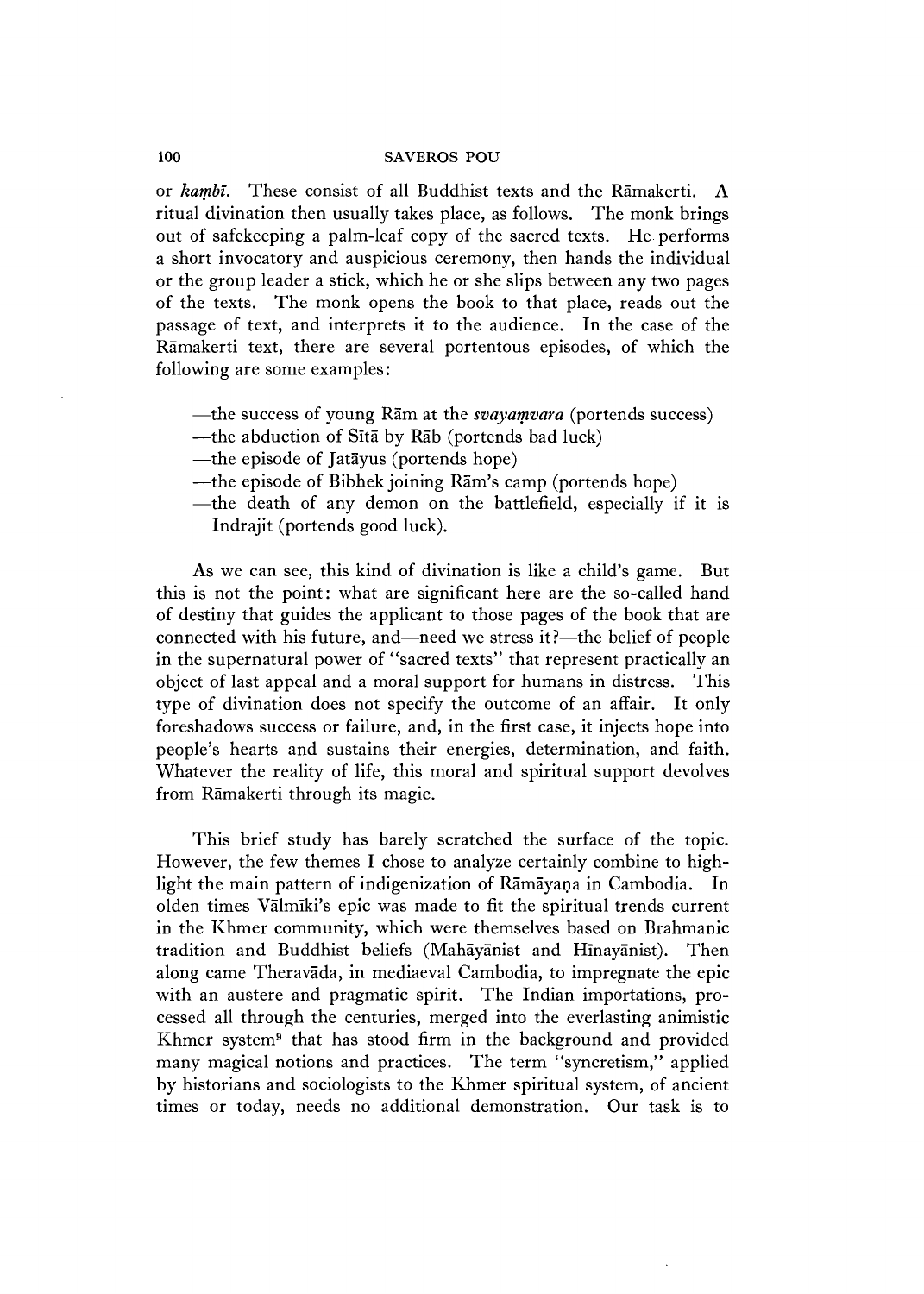or *kaṃbī*. These consist of all Buddhist texts and the Rāmakerti. A ritual divination then usually takes place, as follows. The monk brings out of safekeeping a palm-leaf copy of the sacred texts. He performs a short invocatory and auspicious ceremony, then hands the individual or the group leader a stick, which he or she slips between any two pages of the texts. The monk opens the book to that place, reads out the passage of text, and interprets it to the audience. In the case of the Rāmakerti text, there are several portentous episodes, of which the following are some examples:

—the success of young Rām at the *svayaṃvara* (portends success)
—the abduction of Sītā by Rāb (portends bad luck)
—the episode of Jatāyus (portends hope)
—the episode of Bibhek joining Rām's camp (portends hope)
—the death of any demon on the battlefield, especially if it is Indrajit (portends good luck).

As we can see, this kind of divination is like a child's game. But this is not the point: what are significant here are the so-called hand of destiny that guides the applicant to those pages of the book that are connected with his future, and—need we stress it?—the belief of people in the supernatural power of "sacred texts" that represent practically an object of last appeal and a moral support for humans in distress. This type of divination does not specify the outcome of an affair. It only foreshadows success or failure, and, in the first case, it injects hope into people's hearts and sustains their energies, determination, and faith. Whatever the reality of life, this moral and spiritual support devolves from Rāmakerti through its magic.

This brief study has barely scratched the surface of the topic. However, the few themes I chose to analyze certainly combine to highlight the main pattern of indigenization of Rāmāyaṇa in Cambodia. In olden times Vālmīki's epic was made to fit the spiritual trends current in the Khmer community, which were themselves based on Brahmanic tradition and Buddhist beliefs (Mahāyānist and Hīnayānist). Then along came Theravāda, in mediaeval Cambodia, to impregnate the epic with an austere and pragmatic spirit. The Indian importations, processed all through the centuries, merged into the everlasting animistic Khmer system[9] that has stood firm in the background and provided many magical notions and practices. The term "syncretism," applied by historians and sociologists to the Khmer spiritual system, of ancient times or today, needs no additional demonstration. Our task is to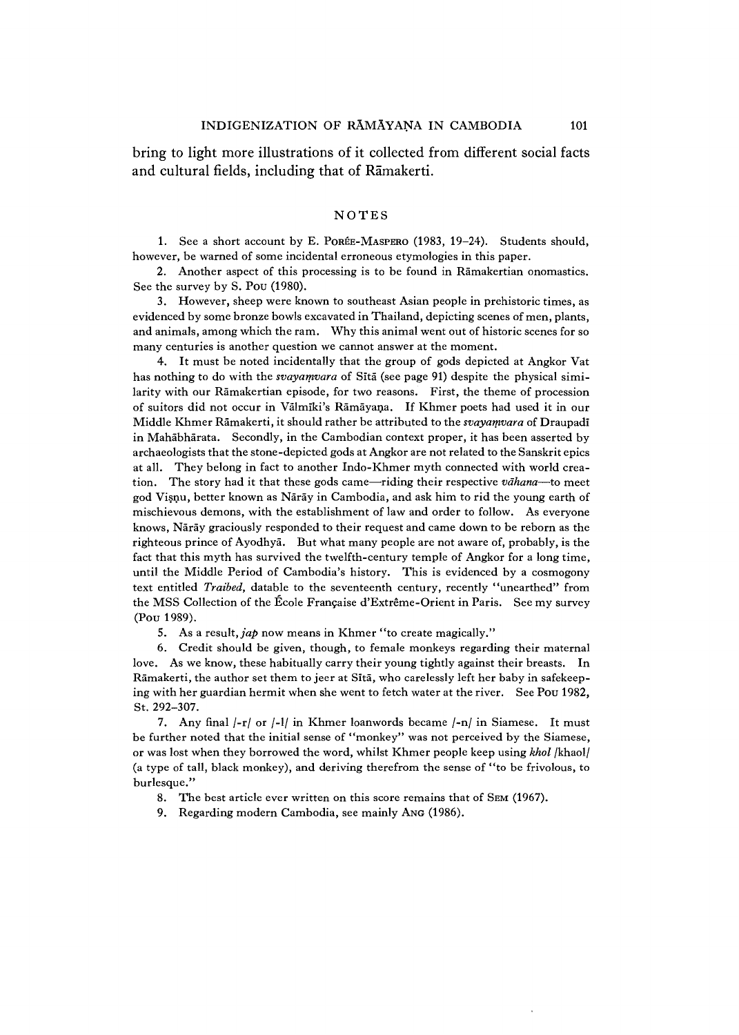bring to light more illustrations of it collected from different social facts and cultural fields, including that of Rāmakerti.

## NOTES

1. See a short account by E. Porée-Maspero (1983, 19–24). Students should, however, be warned of some incidental erroneous etymologies in this paper.

2. Another aspect of this processing is to be found in Rāmakertian onomastics. See the survey by S. Pou (1980).

3. However, sheep were known to southeast Asian people in prehistoric times, as evidenced by some bronze bowls excavated in Thailand, depicting scenes of men, plants, and animals, among which the ram. Why this animal went out of historic scenes for so many centuries is another question we cannot answer at the moment.

4. It must be noted incidentally that the group of gods depicted at Angkor Vat has nothing to do with the *svayaṃvara* of Sītā (see page 91) despite the physical similarity with our Rāmakertian episode, for two reasons. First, the theme of procession of suitors did not occur in Vālmīki's Rāmāyaṇa. If Khmer poets had used it in our Middle Khmer Rāmakerti, it should rather be attributed to the *svayaṃvara* of Draupadī in Mahābhārata. Secondly, in the Cambodian context proper, it has been asserted by archaeologists that the stone-depicted gods at Angkor are not related to the Sanskrit epics at all. They belong in fact to another Indo-Khmer myth connected with world creation. The story had it that these gods came—riding their respective *vāhana*—to meet god Viṣṇu, better known as Nārāy in Cambodia, and ask him to rid the young earth of mischievous demons, with the establishment of law and order to follow. As everyone knows, Nārāy graciously responded to their request and came down to be reborn as the righteous prince of Ayodhyā. But what many people are not aware of, probably, is the fact that this myth has survived the twelfth-century temple of Angkor for a long time, until the Middle Period of Cambodia's history. This is evidenced by a cosmogony text entitled *Traibed*, datable to the seventeenth century, recently "unearthed" from the MSS Collection of the École Française d'Extrême-Orient in Paris. See my survey (Pou 1989).

5. As a result, *jap* now means in Khmer "to create magically."

6. Credit should be given, though, to female monkeys regarding their maternal love. As we know, these habitually carry their young tightly against their breasts. In Rāmakerti, the author set them to jeer at Sītā, who carelessly left her baby in safekeeping with her guardian hermit when she went to fetch water at the river. See Pou 1982, St. 292–307.

7. Any final /-r/ or /-l/ in Khmer loanwords became /-n/ in Siamese. It must be further noted that the initial sense of "monkey" was not perceived by the Siamese, or was lost when they borrowed the word, whilst Khmer people keep using *khol* /khaol/ (a type of tall, black monkey), and deriving therefrom the sense of "to be frivolous, to burlesque."

8. The best article ever written on this score remains that of Sem (1967).

9. Regarding modern Cambodia, see mainly Ang (1986).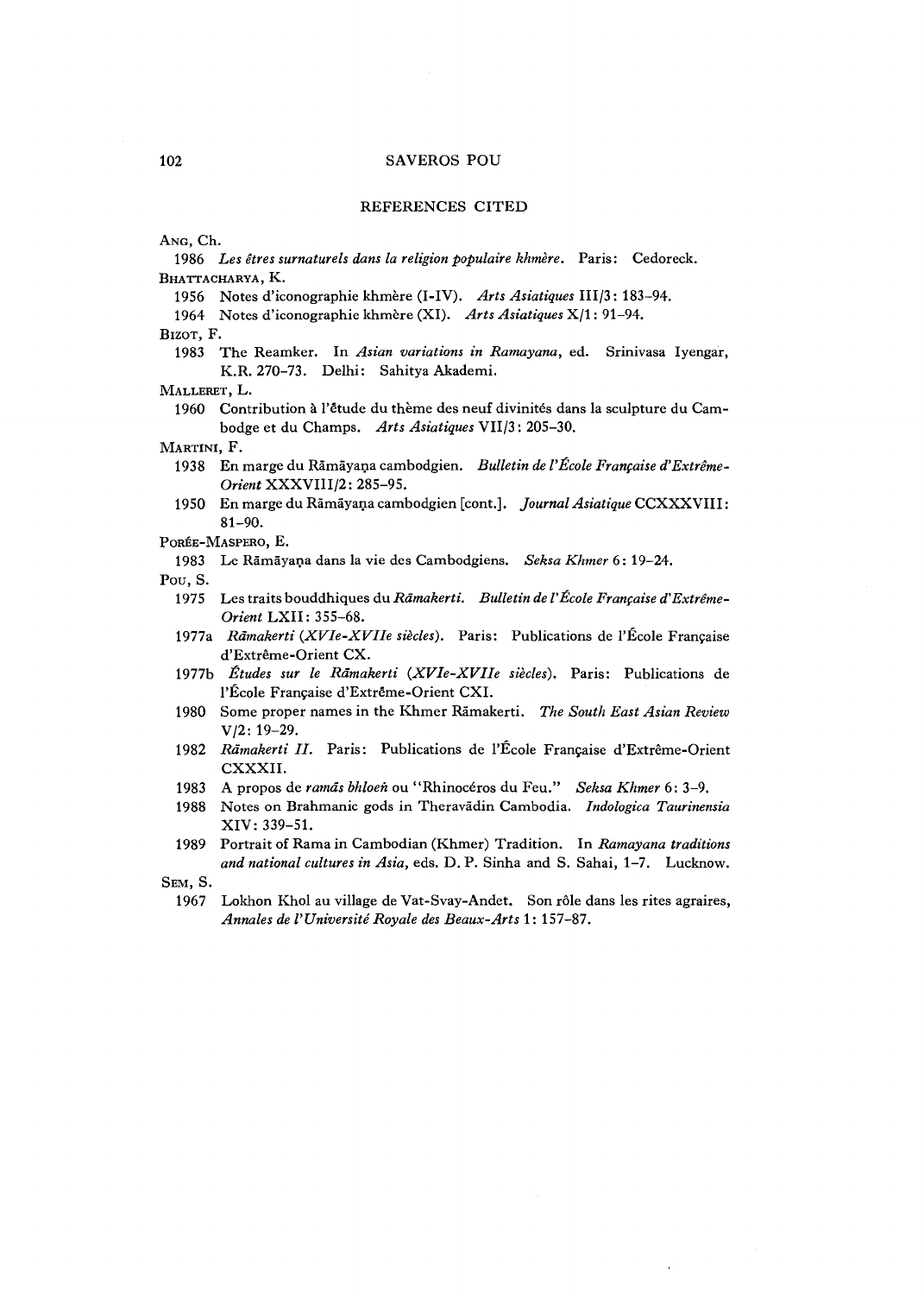## REFERENCES CITED

ANG, Ch.

1986 *Les êtres surnaturels dans la religion populaire khmère*. Paris: Cedoreck.

BHATTACHARYA, K.

1956 Notes d'iconographie khmère (I-IV). *Arts Asiatiques* III/3: 183–94.

1964 Notes d'iconographie khmère (XI). *Arts Asiatiques* X/1: 91–94.

BIZOT, F.

1983 The Reamker. In *Asian variations in Ramayana*, ed. Srinivasa Iyengar, K.R. 270–73. Delhi: Sahitya Akademi.

MALLERET, L.

1960 Contribution à l'étude du thème des neuf divinités dans la sculpture du Cambodge et du Champs. *Arts Asiatiques* VII/3: 205–30.

MARTINI, F.

1938 En marge du Rāmāyaṇa cambodgien. *Bulletin de l'École Française d'Extrême-Orient* XXXVIII/2: 285–95.

1950 En marge du Rāmāyaṇa cambodgien [cont.]. *Journal Asiatique* CCXXXVIII: 81–90.

PORÉE-MASPERO, E.

1983 Le Rāmāyaṇa dans la vie des Cambodgiens. *Seksa Khmer* 6: 19–24.

POU, S.

1975 Les traits bouddhiques du *Rāmakerti*. *Bulletin de l'École Française d'Extrême-Orient* LXII: 355–68.

1977a *Rāmakerti (XVIe-XVIIe siècles)*. Paris: Publications de l'École Française d'Extrême-Orient CX.

1977b *Études sur le Rāmakerti (XVIe-XVIIe siècles)*. Paris: Publications de l'École Française d'Extrême-Orient CXI.

1980 Some proper names in the Khmer Rāmakerti. *The South East Asian Review* V/2: 19–29.

1982 *Rāmakerti II*. Paris: Publications de l'École Française d'Extrême-Orient CXXXII.

1983 A propos de *ramās bhloeṅ* ou "Rhinocéros du Feu." *Seksa Khmer* 6: 3–9.

1988 Notes on Brahmanic gods in Theravādin Cambodia. *Indologica Taurinensia* XIV: 339–51.

1989 Portrait of Rama in Cambodian (Khmer) Tradition. In *Ramayana traditions and national cultures in Asia*, eds. D. P. Sinha and S. Sahai, 1–7. Lucknow.

SEM, S.

1967 Lokhon Khol au village de Vat-Svay-Andet. Son rôle dans les rites agraires, *Annales de l'Université Royale des Beaux-Arts* 1: 157–87.